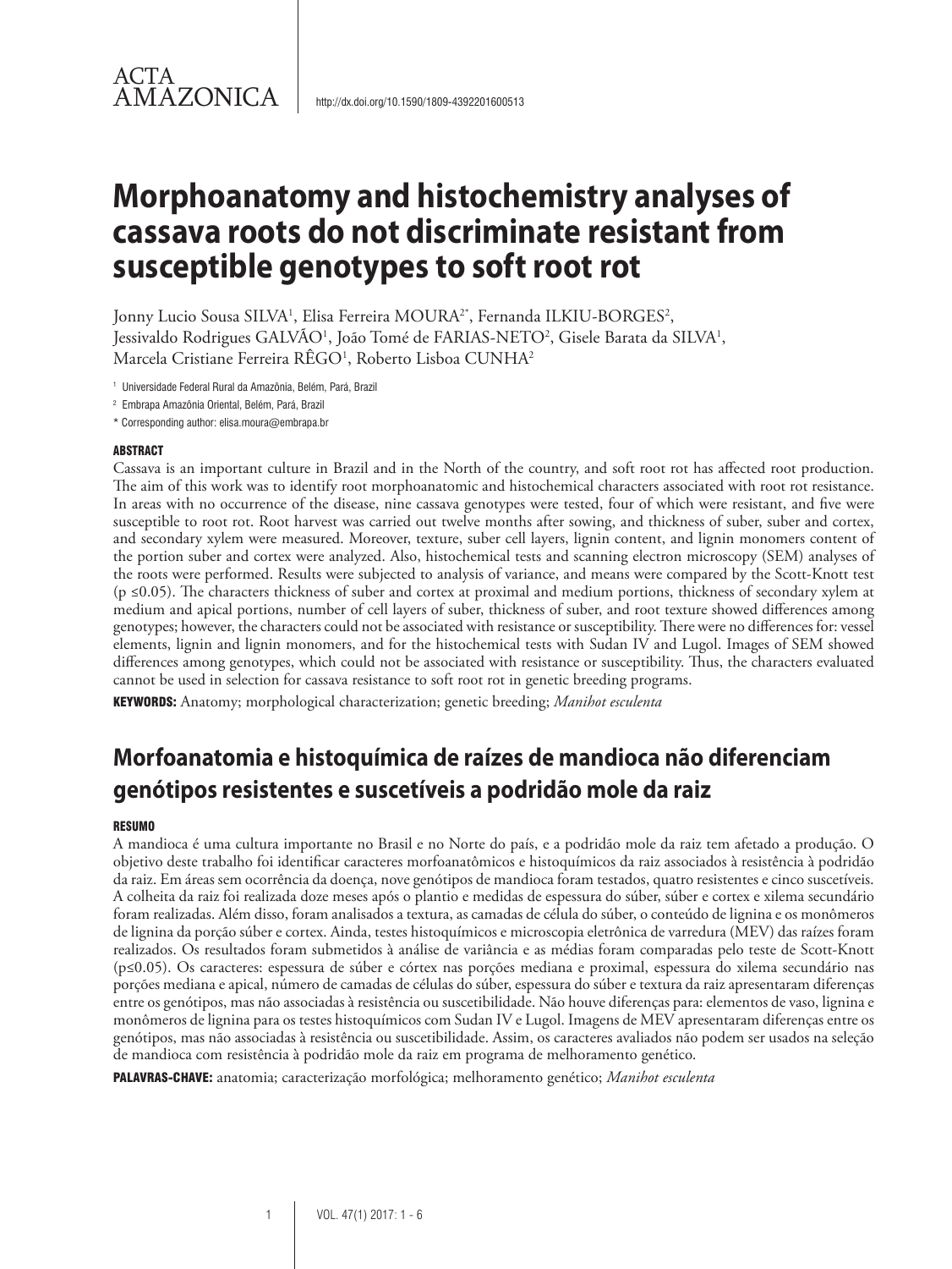ACTA AMAZONICA

http://dx.doi.org/10.1590/1809-4392201600513

# Morphoanatomy and histochemistry analyses of cassava roots do not discriminate resistant from susceptible genotypes to soft root rot

Jonny Lucio Sousa SILVA[1], Elisa Ferreira MOURA[2*], Fernanda ILKIU-BORGES[2], Jessivaldo Rodrigues GALVÃO[1], João Tomé de FARIAS-NETO[2], Gisele Barata da SILVA[1], Marcela Cristiane Ferreira RÊGO[1], Roberto Lisboa CUNHA[2]

[1] Universidade Federal Rural da Amazônia, Belém, Pará, Brazil

[2] Embrapa Amazônia Oriental, Belém, Pará, Brazil

* Corresponding author: elisa.moura@embrapa.br

#### ABSTRACT

Cassava is an important culture in Brazil and in the North of the country, and soft root rot has affected root production. The aim of this work was to identify root morphoanatomic and histochemical characters associated with root rot resistance. In areas with no occurrence of the disease, nine cassava genotypes were tested, four of which were resistant, and five were susceptible to root rot. Root harvest was carried out twelve months after sowing, and thickness of suber, suber and cortex, and secondary xylem were measured. Moreover, texture, suber cell layers, lignin content, and lignin monomers content of the portion suber and cortex were analyzed. Also, histochemical tests and scanning electron microscopy (SEM) analyses of the roots were performed. Results were subjected to analysis of variance, and means were compared by the Scott-Knott test ($p \leq 0.05$). The characters thickness of suber and cortex at proximal and medium portions, thickness of secondary xylem at medium and apical portions, number of cell layers of suber, thickness of suber, and root texture showed differences among genotypes; however, the characters could not be associated with resistance or susceptibility. There were no differences for: vessel elements, lignin and lignin monomers, and for the histochemical tests with Sudan IV and Lugol. Images of SEM showed differences among genotypes, which could not be associated with resistance or susceptibility. Thus, the characters evaluated cannot be used in selection for cassava resistance to soft root rot in genetic breeding programs.

**KEYWORDS:** Anatomy; morphological characterization; genetic breeding; *Manihot esculenta*

## Morfoanatomia e histoquímica de raízes de mandioca não diferenciam genótipos resistentes e suscetíveis a podridão mole da raiz

#### RESUMO

A mandioca é uma cultura importante no Brasil e no Norte do país, e a podridão mole da raiz tem afetado a produção. O objetivo deste trabalho foi identificar caracteres morfoanatômicos e histoquímicos da raiz associados à resistência à podridão da raiz. Em áreas sem ocorrência da doença, nove genótipos de mandioca foram testados, quatro resistentes e cinco suscetíveis. A colheita da raiz foi realizada doze meses após o plantio e medidas de espessura do súber, súber e cortex e xilema secundário foram realizadas. Além disso, foram analisados a textura, as camadas de célula do súber, o conteúdo de lignina e os monômeros de lignina da porção súber e cortex. Ainda, testes histoquímicos e microscopia eletrônica de varredura (MEV) das raízes foram realizados. Os resultados foram submetidos à análise de variância e as médias foram comparadas pelo teste de Scott-Knott ($p \leq 0.05$). Os caracteres: espessura de súber e córtex nas porções mediana e proximal, espessura do xilema secundário nas porções mediana e apical, número de camadas de células do súber, espessura do súber e textura da raiz apresentaram diferenças entre os genótipos, mas não associadas à resistência ou suscetibilidade. Não houve diferenças para: elementos de vaso, lignina e monômeros de lignina para os testes histoquímicos com Sudan IV e Lugol. Imagens de MEV apresentaram diferenças entre os genótipos, mas não associadas à resistência ou suscetibilidade. Assim, os caracteres avaliados não podem ser usados na seleção de mandioca com resistência à podridão mole da raiz em programa de melhoramento genético.

**PALAVRAS-CHAVE:** anatomia; caracterização morfológica; melhoramento genético; *Manihot esculenta*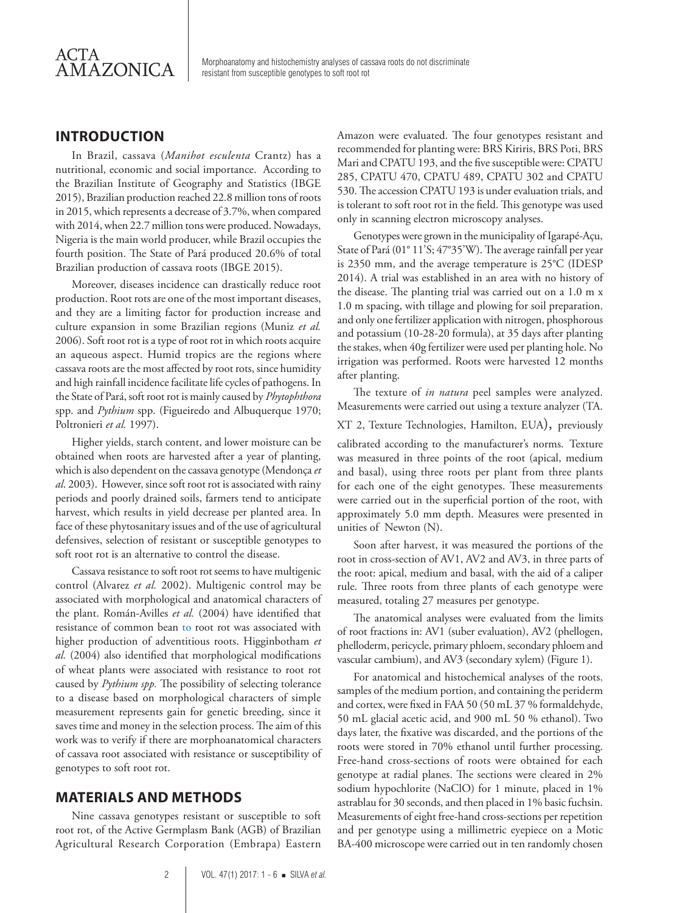## INTRODUCTION

In Brazil, cassava (*Manihot esculenta* Crantz) has a nutritional, economic and social importance. According to the Brazilian Institute of Geography and Statistics (IBGE 2015), Brazilian production reached 22.8 million tons of roots in 2015, which represents a decrease of 3.7%, when compared with 2014, when 22.7 million tons were produced. Nowadays, Nigeria is the main world producer, while Brazil occupies the fourth position. The State of Pará produced 20.6% of total Brazilian production of cassava roots (IBGE 2015).

Moreover, diseases incidence can drastically reduce root production. Root rots are one of the most important diseases, and they are a limiting factor for production increase and culture expansion in some Brazilian regions (Muniz *et al.* 2006). Soft root rot is a type of root rot in which roots acquire an aqueous aspect. Humid tropics are the regions where cassava roots are the most affected by root rots, since humidity and high rainfall incidence facilitate life cycles of pathogens. In the State of Pará, soft root rot is mainly caused by *Phytophthora* spp. and *Pythium* spp. (Figueiredo and Albuquerque 1970; Poltronieri *et al.* 1997).

Higher yields, starch content, and lower moisture can be obtained when roots are harvested after a year of planting, which is also dependent on the cassava genotype (Mendonça *et al*. 2003). However, since soft root rot is associated with rainy periods and poorly drained soils, farmers tend to anticipate harvest, which results in yield decrease per planted area. In face of these phytosanitary issues and of the use of agricultural defensives, selection of resistant or susceptible genotypes to soft root rot is an alternative to control the disease.

Cassava resistance to soft root rot seems to have multigenic control (Alvarez *et al.* 2002). Multigenic control may be associated with morphological and anatomical characters of the plant. Román-Avilles *et al.* (2004) have identified that resistance of common bean to root rot was associated with higher production of adventitious roots. Higginbotham *et al.* (2004) also identified that morphological modifications of wheat plants were associated with resistance to root rot caused by *Pythium spp.* The possibility of selecting tolerance to a disease based on morphological characters of simple measurement represents gain for genetic breeding, since it saves time and money in the selection process. The aim of this work was to verify if there are morphoanatomical characters of cassava root associated with resistance or susceptibility of genotypes to soft root rot.

## MATERIALS AND METHODS

Nine cassava genotypes resistant or susceptible to soft root rot, of the Active Germplasm Bank (AGB) of Brazilian Agricultural Research Corporation (Embrapa) Eastern Amazon were evaluated. The four genotypes resistant and recommended for planting were: BRS Kiriris, BRS Poti, BRS Mari and CPATU 193, and the five susceptible were: CPATU 285, CPATU 470, CPATU 489, CPATU 302 and CPATU 530. The accession CPATU 193 is under evaluation trials, and is tolerant to soft root rot in the field. This genotype was used only in scanning electron microscopy analyses.

Genotypes were grown in the municipality of Igarapé-Açu, State of Pará (01° 11'S; 47°35'W). The average rainfall per year is 2350 mm, and the average temperature is 25°C (IDESP 2014). A trial was established in an area with no history of the disease. The planting trial was carried out on a 1.0 m x 1.0 m spacing, with tillage and plowing for soil preparation, and only one fertilizer application with nitrogen, phosphorous and potassium (10-28-20 formula), at 35 days after planting the stakes, when 40g fertilizer were used per planting hole. No irrigation was performed. Roots were harvested 12 months after planting.

The texture of *in natura* peel samples were analyzed. Measurements were carried out using a texture analyzer (TA. XT 2, Texture Technologies, Hamilton, EUA), previously calibrated according to the manufacturer's norms. Texture was measured in three points of the root (apical, medium and basal), using three roots per plant from three plants for each one of the eight genotypes. These measurements were carried out in the superficial portion of the root, with approximately 5.0 mm depth. Measures were presented in unities of Newton (N).

Soon after harvest, it was measured the portions of the root in cross-section of AV1, AV2 and AV3, in three parts of the root: apical, medium and basal, with the aid of a caliper rule. Three roots from three plants of each genotype were measured, totaling 27 measures per genotype.

The anatomical analyses were evaluated from the limits of root fractions in: AV1 (suber evaluation), AV2 (phellogen, phelloderm, pericycle, primary phloem, secondary phloem and vascular cambium), and AV3 (secondary xylem) (Figure 1).

For anatomical and histochemical analyses of the roots, samples of the medium portion, and containing the periderm and cortex, were fixed in FAA 50 (50 mL 37 % formaldehyde, 50 mL glacial acetic acid, and 900 mL 50 % ethanol). Two days later, the fixative was discarded, and the portions of the roots were stored in 70% ethanol until further processing. Free-hand cross-sections of roots were obtained for each genotype at radial planes. The sections were cleared in 2% sodium hypochlorite (NaClO) for 1 minute, placed in 1% astrablau for 30 seconds, and then placed in 1% basic fuchsin. Measurements of eight free-hand cross-sections per repetition and per genotype using a millimetric eyepiece on a Motic BA-400 microscope were carried out in ten randomly chosen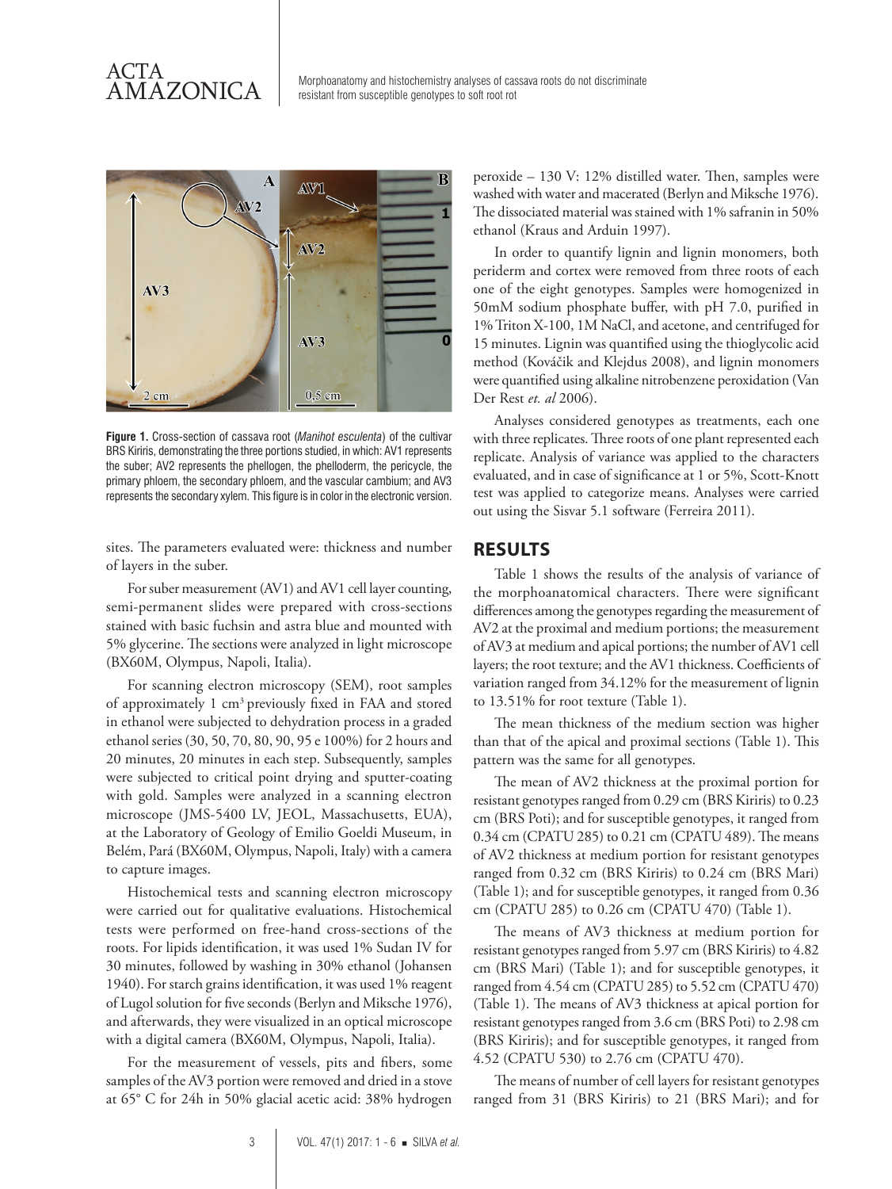**Figure 1.** Cross-section of cassava root (*Manihot esculenta*) of the cultivar BRS Kiriris, demonstrating the three portions studied, in which: AV1 represents the suber; AV2 represents the phellogen, the phelloderm, the pericycle, the primary phloem, the secondary phloem, and the vascular cambium; and AV3 represents the secondary xylem. This figure is in color in the electronic version.

sites. The parameters evaluated were: thickness and number of layers in the suber.

For suber measurement (AV1) and AV1 cell layer counting, semi-permanent slides were prepared with cross-sections stained with basic fuchsin and astra blue and mounted with 5% glycerine. The sections were analyzed in light microscope (BX60M, Olympus, Napoli, Italia).

For scanning electron microscopy (SEM), root samples of approximately 1 cm$^3$ previously fixed in FAA and stored in ethanol were subjected to dehydration process in a graded ethanol series (30, 50, 70, 80, 90, 95 e 100%) for 2 hours and 20 minutes, 20 minutes in each step. Subsequently, samples were subjected to critical point drying and sputter-coating with gold. Samples were analyzed in a scanning electron microscope (JMS-5400 LV, JEOL, Massachusetts, EUA), at the Laboratory of Geology of Emilio Goeldi Museum, in Belém, Pará (BX60M, Olympus, Napoli, Italy) with a camera to capture images.

Histochemical tests and scanning electron microscopy were carried out for qualitative evaluations. Histochemical tests were performed on free-hand cross-sections of the roots. For lipids identification, it was used 1% Sudan IV for 30 minutes, followed by washing in 30% ethanol (Johansen 1940). For starch grains identification, it was used 1% reagent of Lugol solution for five seconds (Berlyn and Miksche 1976), and afterwards, they were visualized in an optical microscope with a digital camera (BX60M, Olympus, Napoli, Italia).

For the measurement of vessels, pits and fibers, some samples of the AV3 portion were removed and dried in a stove at 65° C for 24h in 50% glacial acetic acid: 38% hydrogen peroxide – 130 V: 12% distilled water. Then, samples were washed with water and macerated (Berlyn and Miksche 1976). The dissociated material was stained with 1% safranin in 50% ethanol (Kraus and Arduin 1997).

In order to quantify lignin and lignin monomers, both periderm and cortex were removed from three roots of each one of the eight genotypes. Samples were homogenized in 50mM sodium phosphate buffer, with pH 7.0, purified in 1% Triton X-100, 1M NaCl, and acetone, and centrifuged for 15 minutes. Lignin was quantified using the thioglycolic acid method (Kováčik and Klejdus 2008), and lignin monomers were quantified using alkaline nitrobenzene peroxidation (Van Der Rest *et. al* 2006).

Analyses considered genotypes as treatments, each one with three replicates. Three roots of one plant represented each replicate. Analysis of variance was applied to the characters evaluated, and in case of significance at 1 or 5%, Scott-Knott test was applied to categorize means. Analyses were carried out using the Sisvar 5.1 software (Ferreira 2011).

## RESULTS

Table 1 shows the results of the analysis of variance of the morphoanatomical characters. There were significant differences among the genotypes regarding the measurement of AV2 at the proximal and medium portions; the measurement of AV3 at medium and apical portions; the number of AV1 cell layers; the root texture; and the AV1 thickness. Coefficients of variation ranged from 34.12% for the measurement of lignin to 13.51% for root texture (Table 1).

The mean thickness of the medium section was higher than that of the apical and proximal sections (Table 1). This pattern was the same for all genotypes.

The mean of AV2 thickness at the proximal portion for resistant genotypes ranged from 0.29 cm (BRS Kiriris) to 0.23 cm (BRS Poti); and for susceptible genotypes, it ranged from 0.34 cm (CPATU 285) to 0.21 cm (CPATU 489). The means of AV2 thickness at medium portion for resistant genotypes ranged from 0.32 cm (BRS Kiriris) to 0.24 cm (BRS Mari) (Table 1); and for susceptible genotypes, it ranged from 0.36 cm (CPATU 285) to 0.26 cm (CPATU 470) (Table 1).

The means of AV3 thickness at medium portion for resistant genotypes ranged from 5.97 cm (BRS Kiriris) to 4.82 cm (BRS Mari) (Table 1); and for susceptible genotypes, it ranged from 4.54 cm (CPATU 285) to 5.52 cm (CPATU 470) (Table 1). The means of AV3 thickness at apical portion for resistant genotypes ranged from 3.6 cm (BRS Poti) to 2.98 cm (BRS Kiriris); and for susceptible genotypes, it ranged from 4.52 (CPATU 530) to 2.76 cm (CPATU 470).

The means of number of cell layers for resistant genotypes ranged from 31 (BRS Kiriris) to 21 (BRS Mari); and for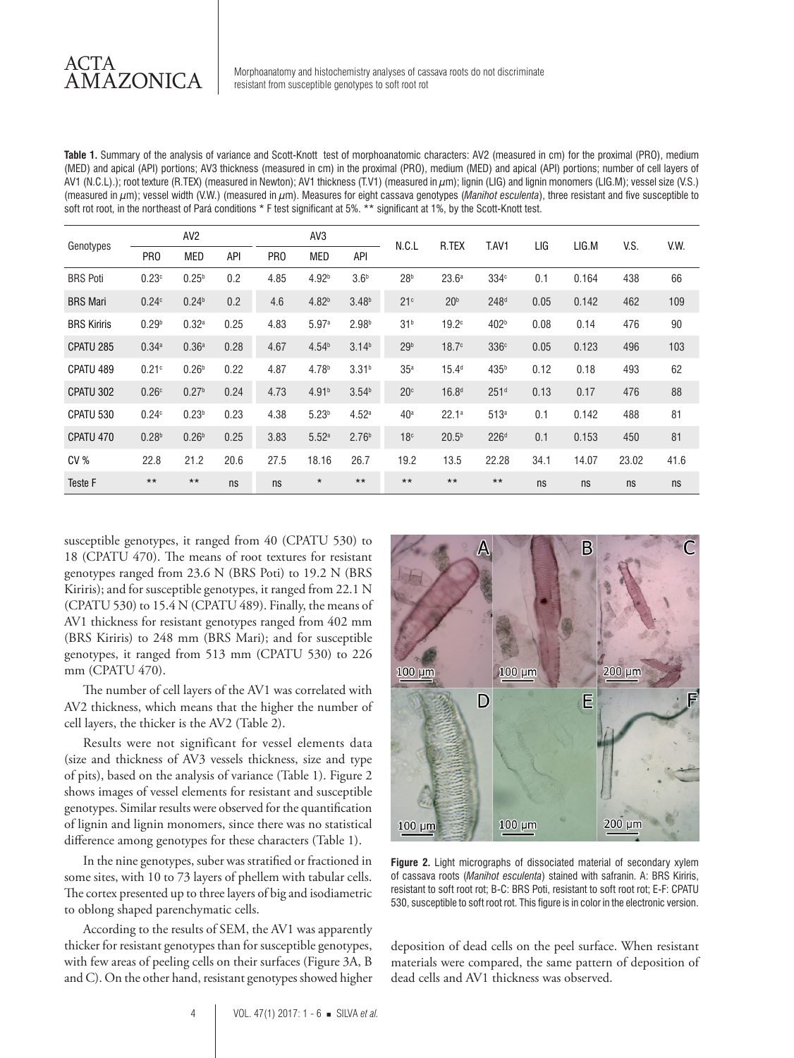**Table 1.** Summary of the analysis of variance and Scott-Knott test of morphoanatomic characters: AV2 (measured in cm) for the proximal (PRO), medium (MED) and apical (API) portions; AV3 thickness (measured in cm) in the proximal (PRO), medium (MED) and apical (API) portions; number of cell layers of AV1 (N.C.L).); root texture (R.TEX) (measured in Newton); AV1 thickness (T.V1) (measured in $\mu$m); lignin (LIG) and lignin monomers (LIG.M); vessel size (V.S.) (measured in $\mu$m); vessel width (V.W.) (measured in $\mu$m). Measures for eight cassava genotypes (*Manihot esculenta*), three resistant and five susceptible to soft rot root, in the northeast of Pará conditions * F test significant at 5%. ** significant at 1%, by the Scott-Knott test.

| Genotypes | AV2 | | | AV3 | | | N.C.L | R.TEX | T.AV1 | LIG | LIG.M | V.S. | V.W. |
|---|---|---|---|---|---|---|---|---|---|---|---|---|---|
| | PRO | MED | API | PRO | MED | API | | | | | | | |
| BRS Poti | 0.23[c] | 0.25[b] | 0.2 | 4.85 | 4.92[b] | 3.6[b] | 28[b] | 23.6[a] | 334[c] | 0.1 | 0.164 | 438 | 66 |
| BRS Mari | 0.24[c] | 0.24[b] | 0.2 | 4.6 | 4.82[b] | 3.48[b] | 21[c] | 20[b] | 248[d] | 0.05 | 0.142 | 462 | 109 |
| BRS Kiriris | 0.29[b] | 0.32[a] | 0.25 | 4.83 | 5.97[a] | 2.98[b] | 31[b] | 19.2[c] | 402[b] | 0.08 | 0.14 | 476 | 90 |
| CPATU 285 | 0.34[a] | 0.36[a] | 0.28 | 4.67 | 4.54[b] | 3.14[b] | 29[b] | 18.7[c] | 336[c] | 0.05 | 0.123 | 496 | 103 |
| CPATU 489 | 0.21[c] | 0.26[b] | 0.22 | 4.87 | 4.78[b] | 3.31[b] | 35[a] | 15.4[d] | 435[b] | 0.12 | 0.18 | 493 | 62 |
| CPATU 302 | 0.26[c] | 0.27[b] | 0.24 | 4.73 | 4.91[b] | 3.54[b] | 20[c] | 16.8[d] | 251[d] | 0.13 | 0.17 | 476 | 88 |
| CPATU 530 | 0.24[c] | 0.23[b] | 0.23 | 4.38 | 5.23[b] | 4.52[a] | 40[a] | 22.1[a] | 513[a] | 0.1 | 0.142 | 488 | 81 |
| CPATU 470 | 0.28[b] | 0.26[b] | 0.25 | 3.83 | 5.52[a] | 2.76[b] | 18[c] | 20.5[b] | 226[d] | 0.1 | 0.153 | 450 | 81 |
| CV % | 22.8 | 21.2 | 20.6 | 27.5 | 18.16 | 26.7 | 19.2 | 13.5 | 22.28 | 34.1 | 14.07 | 23.02 | 41.6 |
| Teste F | ** | ** | ns | ns | * | ** | ** | ** | ** | ns | ns | ns | ns |

susceptible genotypes, it ranged from 40 (CPATU 530) to 18 (CPATU 470). The means of root textures for resistant genotypes ranged from 23.6 N (BRS Poti) to 19.2 N (BRS Kiriris); and for susceptible genotypes, it ranged from 22.1 N (CPATU 530) to 15.4 N (CPATU 489). Finally, the means of AV1 thickness for resistant genotypes ranged from 402 mm (BRS Kiriris) to 248 mm (BRS Mari); and for susceptible genotypes, it ranged from 513 mm (CPATU 530) to 226 mm (CPATU 470).

The number of cell layers of the AV1 was correlated with AV2 thickness, which means that the higher the number of cell layers, the thicker is the AV2 (Table 2).

Results were not significant for vessel elements data (size and thickness of AV3 vessels thickness, size and type of pits), based on the analysis of variance (Table 1). Figure 2 shows images of vessel elements for resistant and susceptible genotypes. Similar results were observed for the quantification of lignin and lignin monomers, since there was no statistical difference among genotypes for these characters (Table 1).

In the nine genotypes, suber was stratified or fractioned in some sites, with 10 to 73 layers of phellem with tabular cells. The cortex presented up to three layers of big and isodiametric to oblong shaped parenchymatic cells.

According to the results of SEM, the AV1 was apparently thicker for resistant genotypes than for susceptible genotypes, with few areas of peeling cells on their surfaces (Figure 3A, B and C). On the other hand, resistant genotypes showed higher deposition of dead cells on the peel surface. When resistant materials were compared, the same pattern of deposition of dead cells and AV1 thickness was observed.

**Figure 2.** Light micrographs of dissociated material of secondary xylem of cassava roots (*Manihot esculenta*) stained with safranin. A: BRS Kiriris, resistant to soft root rot; B-C: BRS Poti, resistant to soft root rot; E-F: CPATU 530, susceptible to soft root rot. This figure is in color in the electronic version.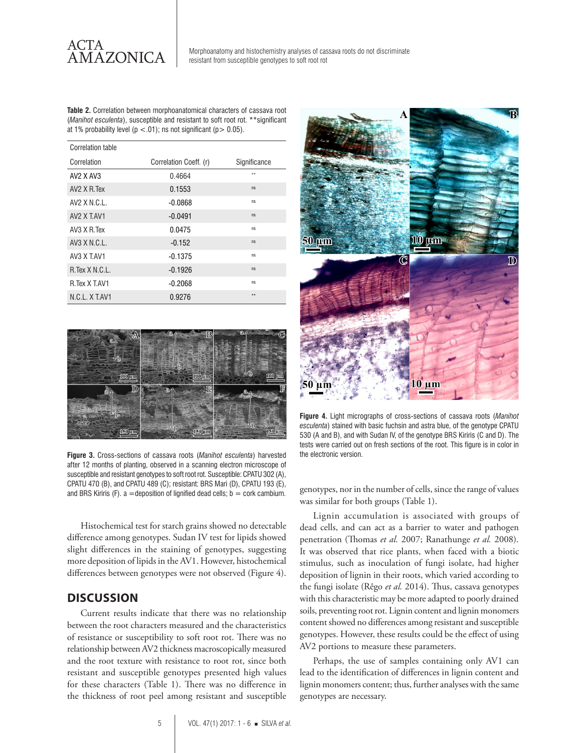**Table 2.** Correlation between morphoanatomical characters of cassava root (*Manihot esculenta*), susceptible and resistant to soft root rot. **significant at 1% probability level (p <.01); ns not significant (p> 0.05).

| Correlation table | | |
|---|---|---|
| Correlation | Correlation Coeff. (r) | Significance |
| AV2 X AV3 | 0.4664 | ** |
| AV2 X R.Tex | 0.1553 | ns |
| AV2 X N.C.L. | -0.0868 | ns |
| AV2 X T.AV1 | -0.0491 | ns |
| AV3 X R.Tex | 0.0475 | ns |
| AV3 X N.C.L. | -0.152 | ns |
| AV3 X T.AV1 | -0.1375 | ns |
| R.Tex X N.C.L. | -0.1926 | ns |
| R.Tex X T.AV1 | -0.2068 | ns |
| N.C.L. X T.AV1 | 0.9276 | ** |

**Figure 3.** Cross-sections of cassava roots (*Manihot esculenta*) harvested after 12 months of planting, observed in a scanning electron microscope of susceptible and resistant genotypes to soft root rot. Susceptible: CPATU 302 (A), CPATU 470 (B), and CPATU 489 (C); resistant: BRS Mari (D), CPATU 193 (E), and BRS Kiriris (F). a = deposition of lignified dead cells; b = cork cambium.

Histochemical test for starch grains showed no detectable difference among genotypes. Sudan IV test for lipids showed slight differences in the staining of genotypes, suggesting more deposition of lipids in the AV1. However, histochemical differences between genotypes were not observed (Figure 4).

## DISCUSSION

Current results indicate that there was no relationship between the root characters measured and the characteristics of resistance or susceptibility to soft root rot. There was no relationship between AV2 thickness macroscopically measured and the root texture with resistance to root rot, since both resistant and susceptible genotypes presented high values for these characters (Table 1). There was no difference in the thickness of root peel among resistant and susceptible genotypes, nor in the number of cells, since the range of values was similar for both groups (Table 1).

**Figure 4.** Light micrographs of cross-sections of cassava roots (*Manihot esculenta*) stained with basic fuchsin and astra blue, of the genotype CPATU 530 (A and B), and with Sudan IV, of the genotype BRS Kiriris (C and D). The tests were carried out on fresh sections of the root. This figure is in color in the electronic version.

Lignin accumulation is associated with groups of dead cells, and can act as a barrier to water and pathogen penetration (Thomas *et al.* 2007; Ranathunge *et al.* 2008). It was observed that rice plants, when faced with a biotic stimulus, such as inoculation of fungi isolate, had higher deposition of lignin in their roots, which varied according to the fungi isolate (Rêgo *et al.* 2014). Thus, cassava genotypes with this characteristic may be more adapted to poorly drained soils, preventing root rot. Lignin content and lignin monomers content showed no differences among resistant and susceptible genotypes. However, these results could be the effect of using AV2 portions to measure these parameters.

Perhaps, the use of samples containing only AV1 can lead to the identification of differences in lignin content and lignin monomers content; thus, further analyses with the same genotypes are necessary.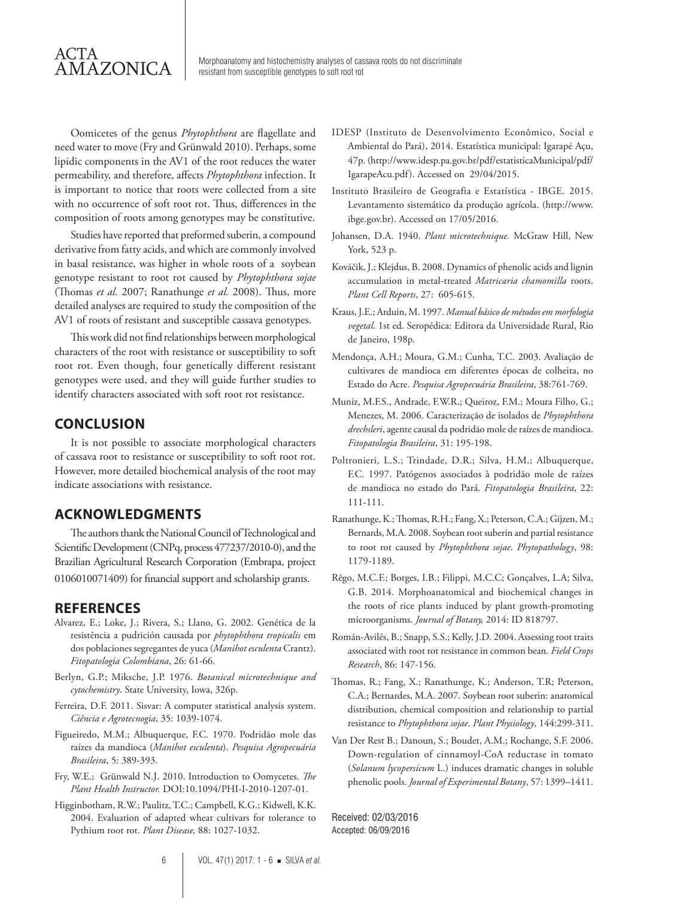Oomicetes of the genus *Phytophthora* are flagellate and need water to move (Fry and Grünwald 2010). Perhaps, some lipidic components in the AV1 of the root reduces the water permeability, and therefore, affects *Phytophthora* infection. It is important to notice that roots were collected from a site with no occurrence of soft root rot. Thus, differences in the composition of roots among genotypes may be constitutive.

Studies have reported that preformed suberin, a compound derivative from fatty acids, and which are commonly involved in basal resistance, was higher in whole roots of a soybean genotype resistant to root rot caused by *Phytophthora sojae* (Thomas *et al.* 2007; Ranathunge *et al.* 2008). Thus, more detailed analyses are required to study the composition of the AV1 of roots of resistant and susceptible cassava genotypes.

This work did not find relationships between morphological characters of the root with resistance or susceptibility to soft root rot. Even though, four genetically different resistant genotypes were used, and they will guide further studies to identify characters associated with soft root rot resistance.

## CONCLUSION

It is not possible to associate morphological characters of cassava root to resistance or susceptibility to soft root rot. However, more detailed biochemical analysis of the root may indicate associations with resistance.

## ACKNOWLEDGMENTS

The authors thank the National Council of Technological and Scientific Development (CNPq, process 477237/2010-0), and the Brazilian Agricultural Research Corporation (Embrapa, project 0106010071409) for financial support and scholarship grants.

## REFERENCES

Alvarez, E.; Loke, J.; Rivera, S.; Llano, G. 2002. Genética de la resistência a pudrición causada por *phytophthora tropicalis* em dos poblaciones segregantes de yuca (*Manihot esculenta* Crantz). *Fitopatologia Colombiana*, 26: 61-66.

Berlyn, G.P.; Miksche, J.P. 1976. *Botanical microtechnique and cytochemistry*. State University, Iowa, 326p.

Ferreira, D.F. 2011. Sisvar: A computer statistical analysis system. *Ciência e Agrotecnogia*, 35: 1039-1074.

Figueiredo, M.M.; Albuquerque, F.C. 1970. Podridão mole das raízes da mandioca (*Manihot esculenta*). *Pesquisa Agropecuária Brasileira*, 5: 389-393.

Fry, W.E.; Grünwald N.J. 2010. Introduction to Oomycetes. *The Plant Health Instructor.* DOI:10.1094/PHI-I-2010-1207-01.

Higginbotham, R.W.; Paulitz, T.C.; Campbell, K.G.; Kidwell, K.K. 2004. Evaluation of adapted wheat cultivars for tolerance to Pythium root rot. *Plant Disease,* 88: 1027-1032.

IDESP (Instituto de Desenvolvimento Econômico, Social e Ambiental do Pará), 2014. Estatística municipal: Igarapé Açu, 47p. (http://www.idesp.pa.gov.br/pdf/estatisticaMunicipal/pdf/IgarapeAcu.pdf). Accessed on 29/04/2015.

Instituto Brasileiro de Geografia e Estatística - IBGE. 2015. Levantamento sistemático da produção agrícola. (http://www.ibge.gov.br). Accessed on 17/05/2016.

Johansen, D.A. 1940. *Plant microtechnique.* McGraw Hill, New York, 523 p.

Kováčik, J.; Klejdus, B. 2008. Dynamics of phenolic acids and lignin accumulation in metal-treated *Matricaria chamomilla* roots. *Plant Cell Reports*, 27: 605-615.

Kraus, J.E.; Arduin, M. 1997. *Manual básico de métodos em morfologia vegetal*. 1st ed. Seropédica: Editora da Universidade Rural, Rio de Janeiro, 198p.

Mendonça, A.H.; Moura, G.M.; Cunha, T.C. 2003. Avaliação de cultivares de mandioca em diferentes épocas de colheita, no Estado do Acre. *Pesquisa Agropecuária Brasileira*, 38:761-769.

Muniz, M.F.S., Andrade, F.W.R.; Queiroz, F.M.; Moura Filho, G.; Menezes, M. 2006. Caracterização de isolados de *Phytophthora drechsleri*, agente causal da podridão mole de raízes de mandioca. *Fitopatologia Brasileira*, 31: 195-198.

Poltronieri, L.S.; Trindade, D.R.; Silva, H.M.; Albuquerque, F.C. 1997. Patógenos associados à podridão mole de raízes de mandioca no estado do Pará. *Fitopatologia Brasileira*, 22: 111-111.

Ranathunge, K.; Thomas, R.H.; Fang, X.; Peterson, C.A.; Gijzen, M.; Bernards, M.A. 2008. Soybean root suberin and partial resistance to root rot caused by *Phytophthora sojae*. *Phytopathology*, 98: 1179-1189.

Rêgo, M.C.F.; Borges, I.B.; Filippi, M.C.C; Gonçalves, L.A; Silva, G.B. 2014. Morphoanatomical and biochemical changes in the roots of rice plants induced by plant growth-promoting microorganisms. *Journal of Botany,* 2014: ID 818797.

Román-Avilés, B.; Snapp, S.S.; Kelly, J.D. 2004. Assessing root traits associated with root rot resistance in common bean. *Field Crops Research*, 86: 147-156.

Thomas, R.; Fang, X.; Ranathunge, K.; Anderson, T.R; Peterson, C.A.; Bernardes, M.A. 2007. Soybean root suberin: anatomical distribution, chemical composition and relationship to partial resistance to *Phytophthora sojae*. *Plant Physiology*, 144:299-311.

Van Der Rest B.; Danoun, S.; Boudet, A.M.; Rochange, S.F. 2006. Down-regulation of cinnamoyl-CoA reductase in tomato (*Solanum lycopersicum* L.) induces dramatic changes in soluble phenolic pools. *Journal of Experimental Botany*, 57: 1399–1411.

Received: 02/03/2016
Accepted: 06/09/2016